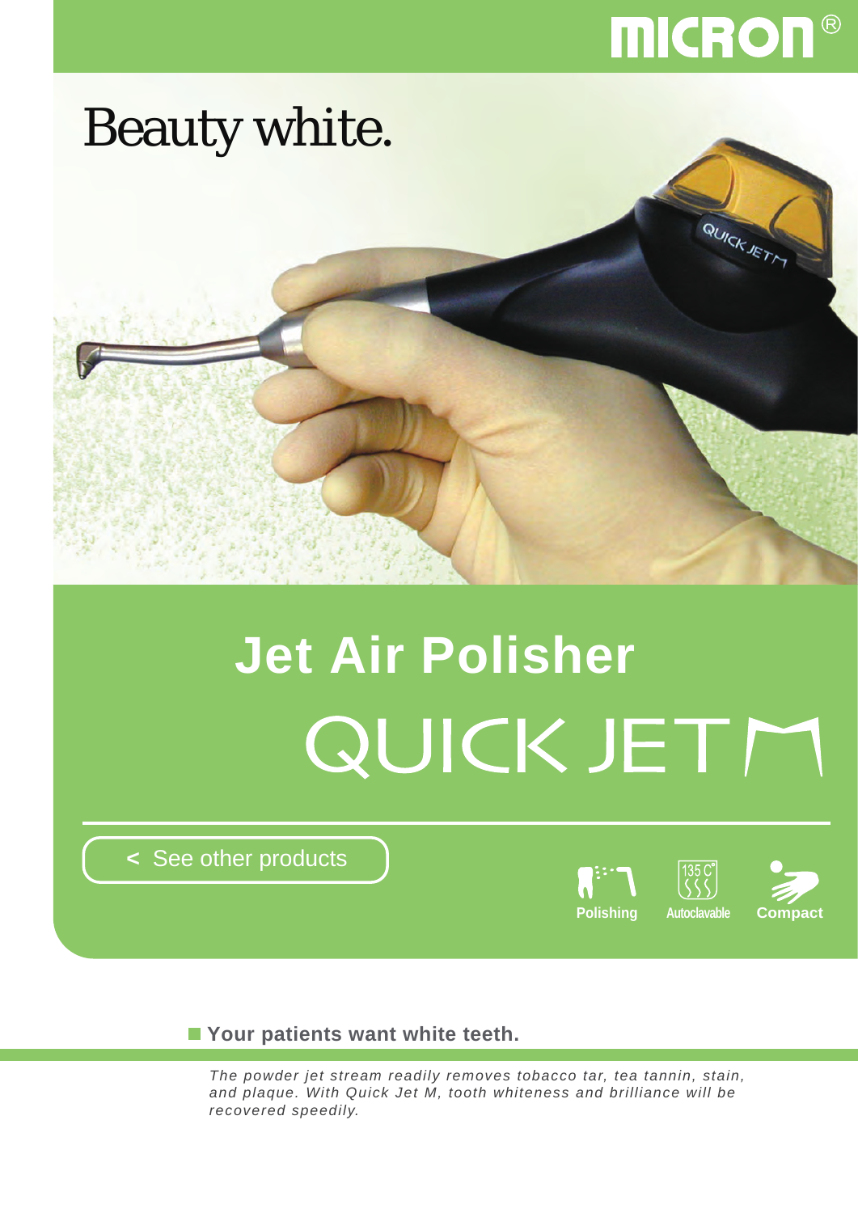MICRON®

# Beauty white.

# Jet Air Polisher

## QUICK JET M

< See other products

Polishing

Autoclavable

Compact

### Your patients want white teeth.

*The powder jet stream readily removes tobacco tar, tea tannin, stain, and plaque. With Quick Jet M, tooth whiteness and brilliance will be recovered speedily.*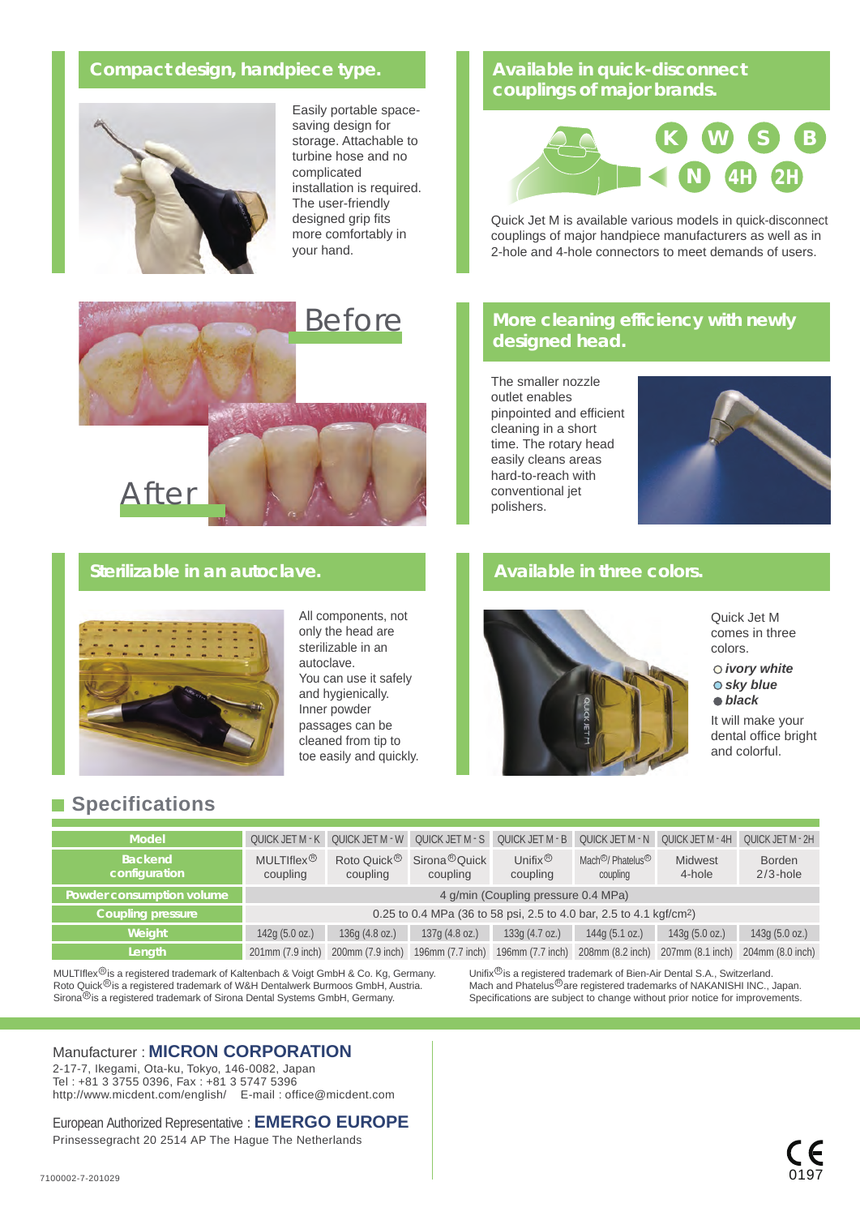## Compact design, handpiece type.

Easily portable space-saving design for storage. Attachable to turbine hose and no complicated installation is required. The user-friendly designed grip fits more comfortably in your hand.

## Available in quick-disconnect couplings of major brands.

K W S B N 4H 2H

Quick Jet M is available various models in quick-disconnect couplings of major handpiece manufacturers as well as in 2-hole and 4-hole connectors to meet demands of users.

Before

After

## More cleaning efficiency with newly designed head.

The smaller nozzle outlet enables pinpointed and efficient cleaning in a short time. The rotary head easily cleans areas hard-to-reach with conventional jet polishers.

## Sterilizable in an autoclave.

All components, not only the head are sterilizable in an autoclave.
You can use it safely and hygienically.
Inner powder passages can be cleaned from tip to toe easily and quickly.

## Available in three colors.

Quick Jet M comes in three colors.

- *ivory white*
- *sky blue*
- *black*

It will make your dental office bright and colorful.

## Specifications

| Model | QUICK JET M - K | QUICK JET M - W | QUICK JET M - S | QUICK JET M - B | QUICK JET M - N | QUICK JET M - 4H | QUICK JET M - 2H |
|---|---|---|---|---|---|---|---|
| Backend configuration | MULTIflex® coupling | Roto Quick® coupling | Sirona® Quick coupling | Unifix® coupling | Mach®/ Phatelus® coupling | Midwest 4-hole | Borden 2/3-hole |
| Powder consumption volume | 4 g/min (Coupling pressure 0.4 MPa) | | | | | | |
| Coupling pressure | 0.25 to 0.4 MPa (36 to 58 psi, 2.5 to 4.0 bar, 2.5 to 4.1 kgf/cm²) | | | | | | |
| Weight | 142g (5.0 oz.) | 136g (4.8 oz.) | 137g (4.8 oz.) | 133g (4.7 oz.) | 144g (5.1 oz.) | 143g (5.0 oz.) | 143g (5.0 oz.) |
| Length | 201mm (7.9 inch) | 200mm (7.9 inch) | 196mm (7.7 inch) | 196mm (7.7 inch) | 208mm (8.2 inch) | 207mm (8.1 inch) | 204mm (8.0 inch) |

MULTIflex® is a registered trademark of Kaltenbach & Voigt GmbH & Co. Kg, Germany.
Roto Quick® is a registered trademark of W&H Dentalwerk Burmoos GmbH, Austria.
Sirona® is a registered trademark of Sirona Dental Systems GmbH, Germany.
Unifix® is a registered trademark of Bien-Air Dental S.A., Switzerland.
Mach and Phatelus® are registered trademarks of NAKANISHI INC., Japan.
Specifications are subject to change without prior notice for improvements.

Manufacturer : **MICRON CORPORATION**
2-17-7, Ikegami, Ota-ku, Tokyo, 146-0082, Japan
Tel : +81 3 3755 0396, Fax : +81 3 5747 5396
http://www.micdent.com/english/ E-mail : office@micdent.com

European Authorized Representative : **EMERGO EUROPE**
Prinsessegracht 20 2514 AP The Hague The Netherlands

7100002-7-201029

CE 0197